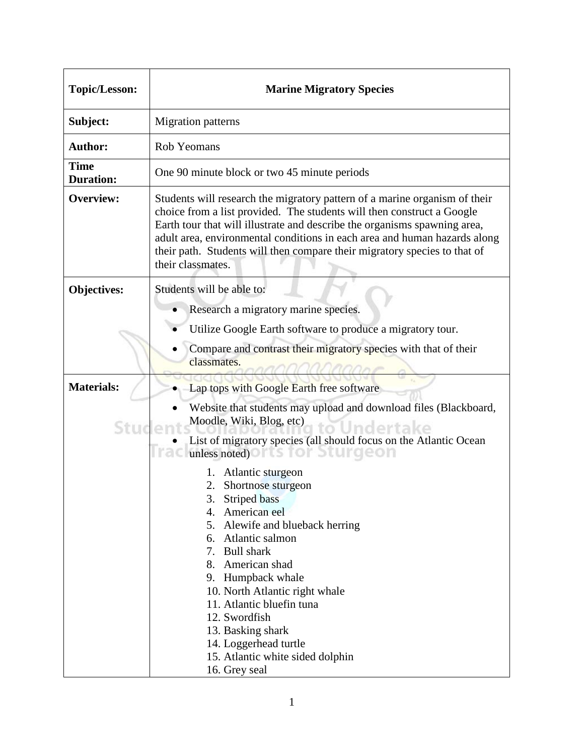| **Topic/Lesson:** | **Marine Migratory Species** |
|---|---|
| **Subject:** | Migration patterns |
| **Author:** | Rob Yeomans |
| **Time Duration:** | One 90 minute block or two 45 minute periods |
| **Overview:** | Students will research the migratory pattern of a marine organism of their choice from a list provided. The students will then construct a Google Earth tour that will illustrate and describe the organisms spawning area, adult area, environmental conditions in each area and human hazards along their path. Students will then compare their migratory species to that of their classmates. |
| **Objectives:** | Students will be able to:<br>• Research a migratory marine species.<br>• Utilize Google Earth software to produce a migratory tour.<br>• Compare and contrast their migratory species with that of their classmates. |
| **Materials:** | • Lap tops with Google Earth free software<br>• Website that students may upload and download files (Blackboard, Moodle, Wiki, Blog, etc)<br>• List of migratory species (all should focus on the Atlantic Ocean unless noted)<br>1. Atlantic sturgeon<br>2. Shortnose sturgeon<br>3. Striped bass<br>4. American eel<br>5. Alewife and blueback herring<br>6. Atlantic salmon<br>7. Bull shark<br>8. American shad<br>9. Humpback whale<br>10. North Atlantic right whale<br>11. Atlantic bluefin tuna<br>12. Swordfish<br>13. Basking shark<br>14. Loggerhead turtle<br>15. Atlantic white sided dolphin<br>16. Grey seal |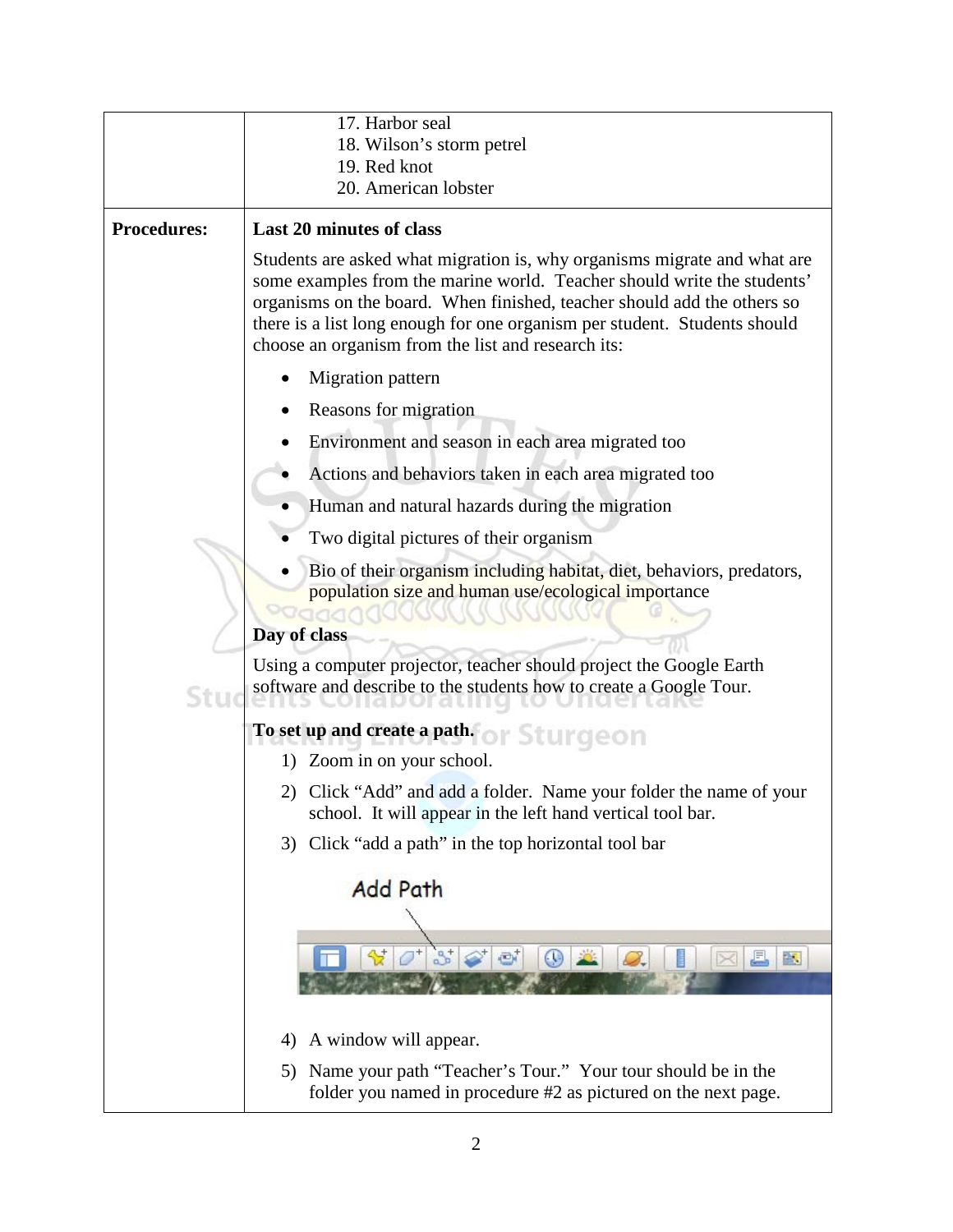| | |
|---|---|
| | 17. Harbor seal<br>18. Wilson's storm petrel<br>19. Red knot<br>20. American lobster |
| **Procedures:** | **Last 20 minutes of class**<br><br>Students are asked what migration is, why organisms migrate and what are some examples from the marine world. Teacher should write the students' organisms on the board. When finished, teacher should add the others so there is a list long enough for one organism per student. Students should choose an organism from the list and research its:<br><br>• Migration pattern<br>• Reasons for migration<br>• Environment and season in each area migrated too<br>• Actions and behaviors taken in each area migrated too<br>• Human and natural hazards during the migration<br>• Two digital pictures of their organism<br>• Bio of their organism including habitat, diet, behaviors, predators, population size and human use/ecological importance<br><br>**Day of class**<br><br>Using a computer projector, teacher should project the Google Earth software and describe to the students how to create a Google Tour.<br><br>**To set up and create a path.**<br><br>1) Zoom in on your school.<br>2) Click "Add" and add a folder. Name your folder the name of your school. It will appear in the left hand vertical tool bar.<br>3) Click "add a path" in the top horizontal tool bar<br><br>Add Path<br><br>4) A window will appear.<br>5) Name your path "Teacher's Tour." Your tour should be in the folder you named in procedure #2 as pictured on the next page. |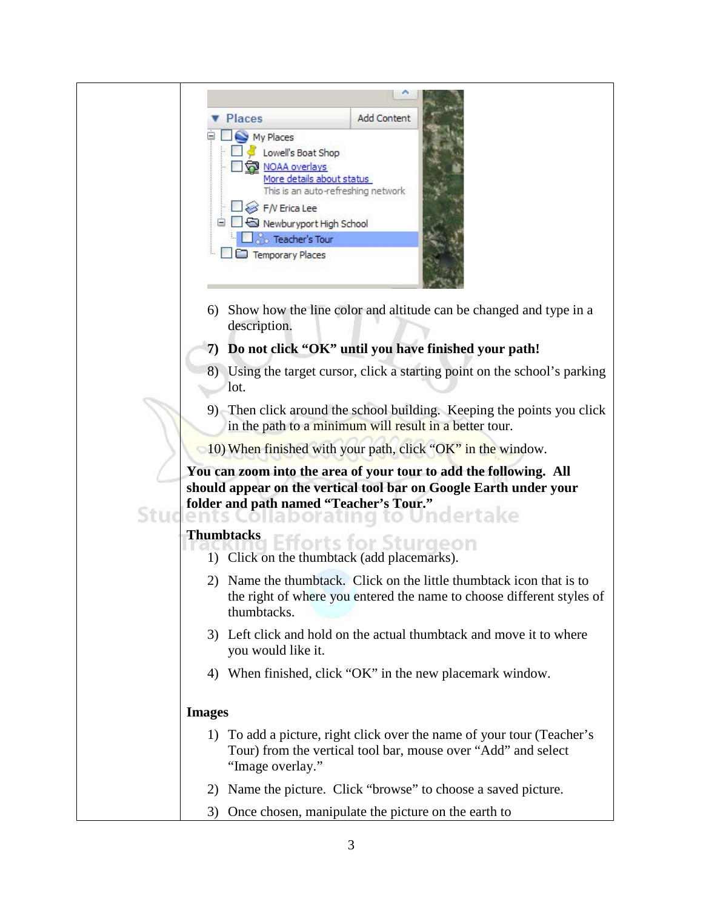6) Show how the line color and altitude can be changed and type in a description.

**7) Do not click "OK" until you have finished your path!**

8) Using the target cursor, click a starting point on the school's parking lot.

9) Then click around the school building. Keeping the points you click in the path to a minimum will result in a better tour.

10) When finished with your path, click "OK" in the window.

**You can zoom into the area of your tour to add the following. All should appear on the vertical tool bar on Google Earth under your folder and path named "Teacher's Tour."**

**Thumbtacks**

1) Click on the thumbtack (add placemarks).
2) Name the thumbtack. Click on the little thumbtack icon that is to the right of where you entered the name to choose different styles of thumbtacks.
3) Left click and hold on the actual thumbtack and move it to where you would like it.
4) When finished, click "OK" in the new placemark window.

**Images**

1) To add a picture, right click over the name of your tour (Teacher's Tour) from the vertical tool bar, mouse over "Add" and select "Image overlay."
2) Name the picture. Click "browse" to choose a saved picture.
3) Once chosen, manipulate the picture on the earth to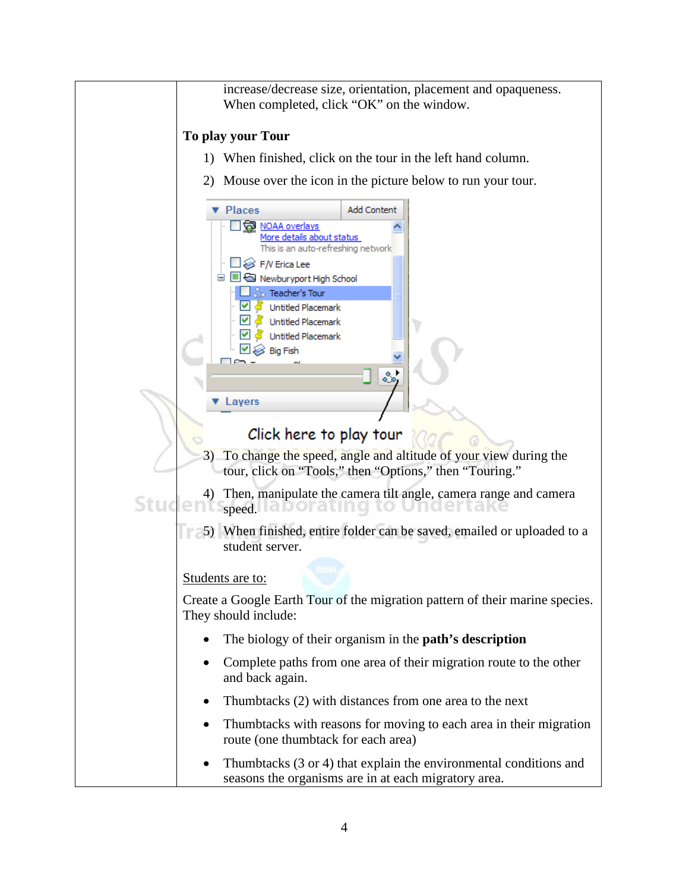increase/decrease size, orientation, placement and opaqueness. When completed, click "OK" on the window.

**To play your Tour**

1) When finished, click on the tour in the left hand column.
2) Mouse over the icon in the picture below to run your tour.

3) To change the speed, angle and altitude of your view during the tour, click on "Tools," then "Options," then "Touring."
4) Then, manipulate the camera tilt angle, camera range and camera speed.
5) When finished, entire folder can be saved, emailed or uploaded to a student server.

Students are to:

Create a Google Earth Tour of the migration pattern of their marine species. They should include:

- The biology of their organism in the **path's description**
- Complete paths from one area of their migration route to the other and back again.
- Thumbtacks (2) with distances from one area to the next
- Thumbtacks with reasons for moving to each area in their migration route (one thumbtack for each area)
- Thumbtacks (3 or 4) that explain the environmental conditions and seasons the organisms are in at each migratory area.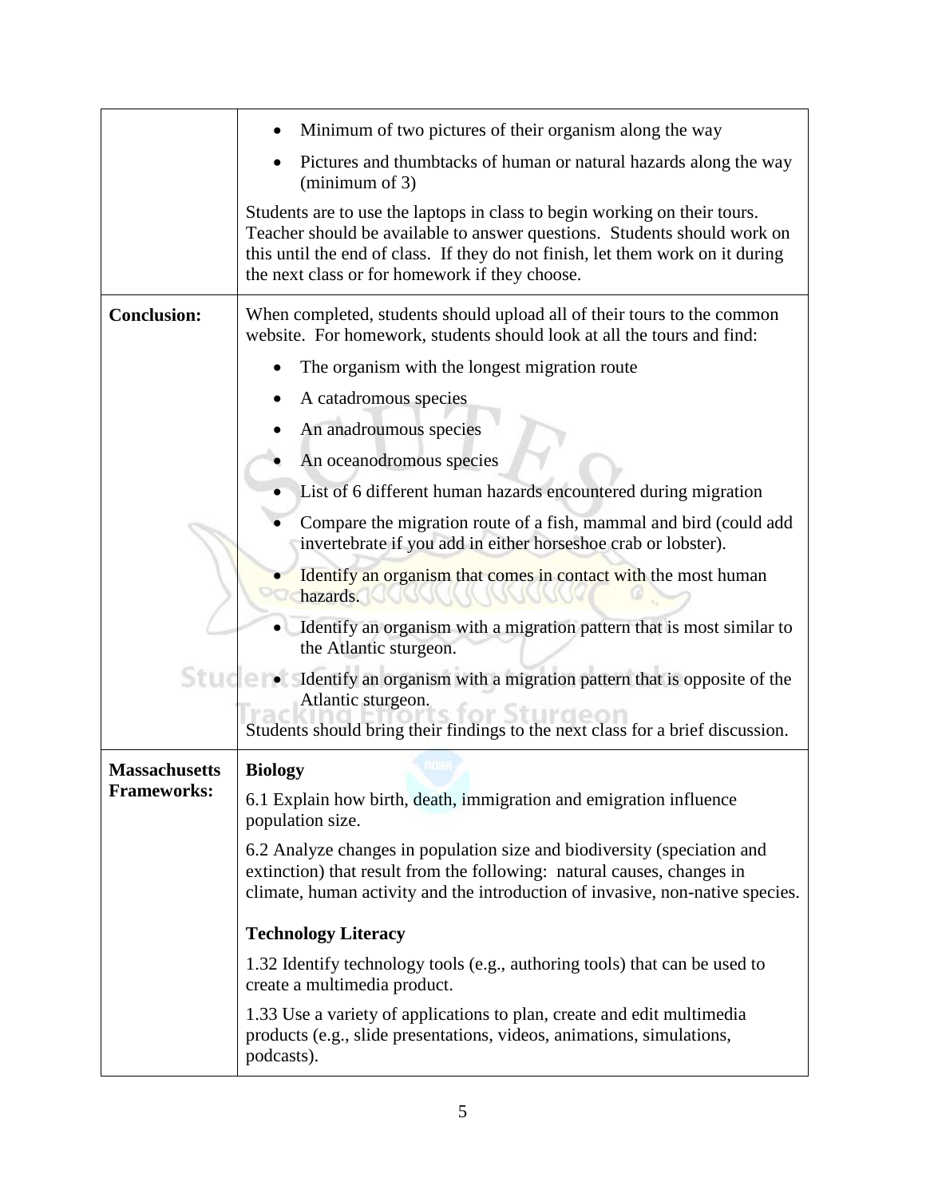| | |
|---|---|
| | • Minimum of two pictures of their organism along the way<br>• Pictures and thumbtacks of human or natural hazards along the way (minimum of 3)<br><br>Students are to use the laptops in class to begin working on their tours. Teacher should be available to answer questions. Students should work on this until the end of class. If they do not finish, let them work on it during the next class or for homework if they choose. |
| **Conclusion:** | When completed, students should upload all of their tours to the common website. For homework, students should look at all the tours and find:<br>• The organism with the longest migration route<br>• A catadromous species<br>• An anadroumous species<br>• An oceanodromous species<br>• List of 6 different human hazards encountered during migration<br>• Compare the migration route of a fish, mammal and bird (could add invertebrate if you add in either horseshoe crab or lobster).<br>• Identify an organism that comes in contact with the most human hazards.<br>• Identify an organism with a migration pattern that is most similar to the Atlantic sturgeon.<br>• Identify an organism with a migration pattern that is opposite of the Atlantic sturgeon.<br><br>Students should bring their findings to the next class for a brief discussion. |
| **Massachusetts Frameworks:** | **Biology**<br><br>6.1 Explain how birth, death, immigration and emigration influence population size.<br><br>6.2 Analyze changes in population size and biodiversity (speciation and extinction) that result from the following: natural causes, changes in climate, human activity and the introduction of invasive, non-native species.<br><br>**Technology Literacy**<br><br>1.32 Identify technology tools (e.g., authoring tools) that can be used to create a multimedia product.<br><br>1.33 Use a variety of applications to plan, create and edit multimedia products (e.g., slide presentations, videos, animations, simulations, podcasts). |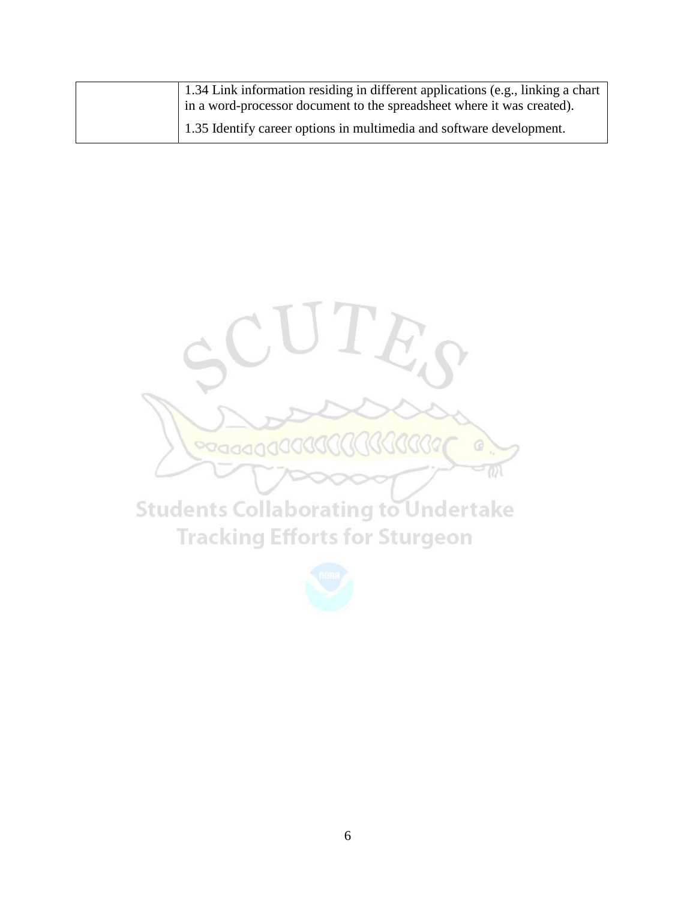| | |
|---|---|
| | 1.34 Link information residing in different applications (e.g., linking a chart in a word-processor document to the spreadsheet where it was created). |
| | 1.35 Identify career options in multimedia and software development. |